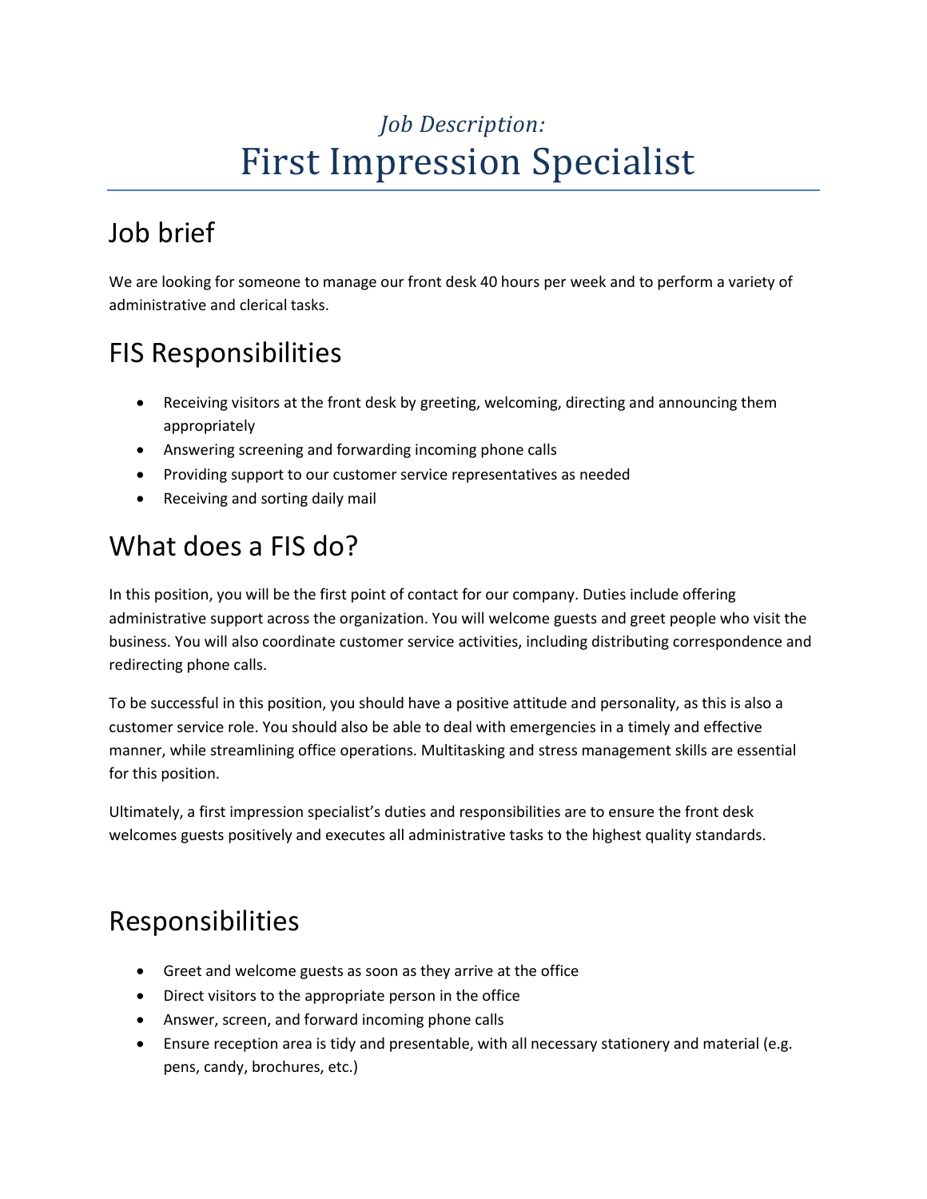*Job Description:*

# First Impression Specialist

## Job brief

We are looking for someone to manage our front desk 40 hours per week and to perform a variety of administrative and clerical tasks.

## FIS Responsibilities

- Receiving visitors at the front desk by greeting, welcoming, directing and announcing them appropriately
- Answering screening and forwarding incoming phone calls
- Providing support to our customer service representatives as needed
- Receiving and sorting daily mail

## What does a FIS do?

In this position, you will be the first point of contact for our company. Duties include offering administrative support across the organization. You will welcome guests and greet people who visit the business. You will also coordinate customer service activities, including distributing correspondence and redirecting phone calls.

To be successful in this position, you should have a positive attitude and personality, as this is also a customer service role. You should also be able to deal with emergencies in a timely and effective manner, while streamlining office operations. Multitasking and stress management skills are essential for this position.

Ultimately, a first impression specialist's duties and responsibilities are to ensure the front desk welcomes guests positively and executes all administrative tasks to the highest quality standards.

## Responsibilities

- Greet and welcome guests as soon as they arrive at the office
- Direct visitors to the appropriate person in the office
- Answer, screen, and forward incoming phone calls
- Ensure reception area is tidy and presentable, with all necessary stationery and material (e.g. pens, candy, brochures, etc.)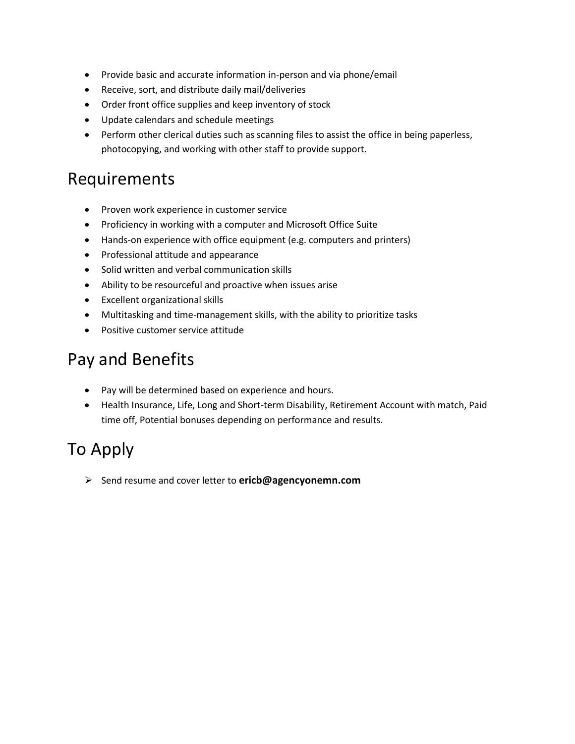- Provide basic and accurate information in-person and via phone/email
- Receive, sort, and distribute daily mail/deliveries
- Order front office supplies and keep inventory of stock
- Update calendars and schedule meetings
- Perform other clerical duties such as scanning files to assist the office in being paperless, photocopying, and working with other staff to provide support.

# Requirements

- Proven work experience in customer service
- Proficiency in working with a computer and Microsoft Office Suite
- Hands-on experience with office equipment (e.g. computers and printers)
- Professional attitude and appearance
- Solid written and verbal communication skills
- Ability to be resourceful and proactive when issues arise
- Excellent organizational skills
- Multitasking and time-management skills, with the ability to prioritize tasks
- Positive customer service attitude

# Pay and Benefits

- Pay will be determined based on experience and hours.
- Health Insurance, Life, Long and Short-term Disability, Retirement Account with match, Paid time off, Potential bonuses depending on performance and results.

# To Apply

- Send resume and cover letter to **ericb@agencyonemn.com**